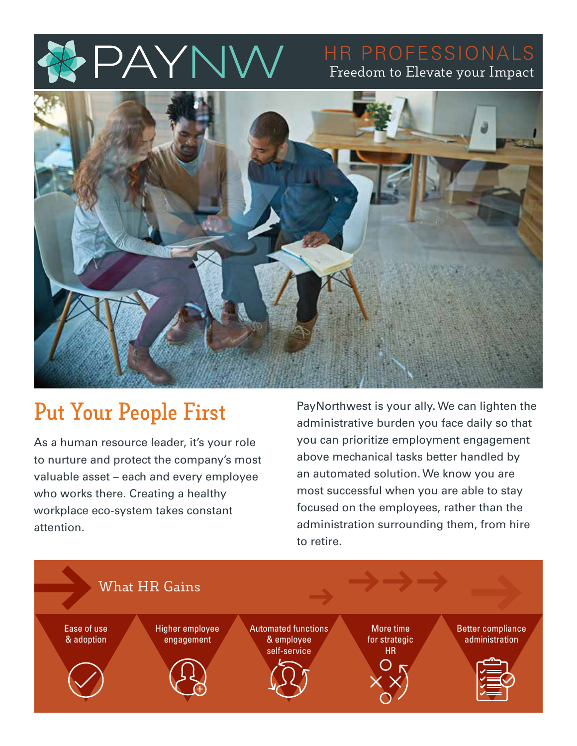# PAYNW

## HR PROFESSIONALS

Freedom to Elevate your Impact

## Put Your People First

As a human resource leader, it's your role to nurture and protect the company's most valuable asset – each and every employee who works there. Creating a healthy workplace eco-system takes constant attention.

PayNorthwest is your ally. We can lighten the administrative burden you face daily so that you can prioritize employment engagement above mechanical tasks better handled by an automated solution. We know you are most successful when you are able to stay focused on the employees, rather than the administration surrounding them, from hire to retire.

### What HR Gains

- Ease of use & adoption
- Higher employee engagement
- Automated functions & employee self-service
- More time for strategic HR
- Better compliance administration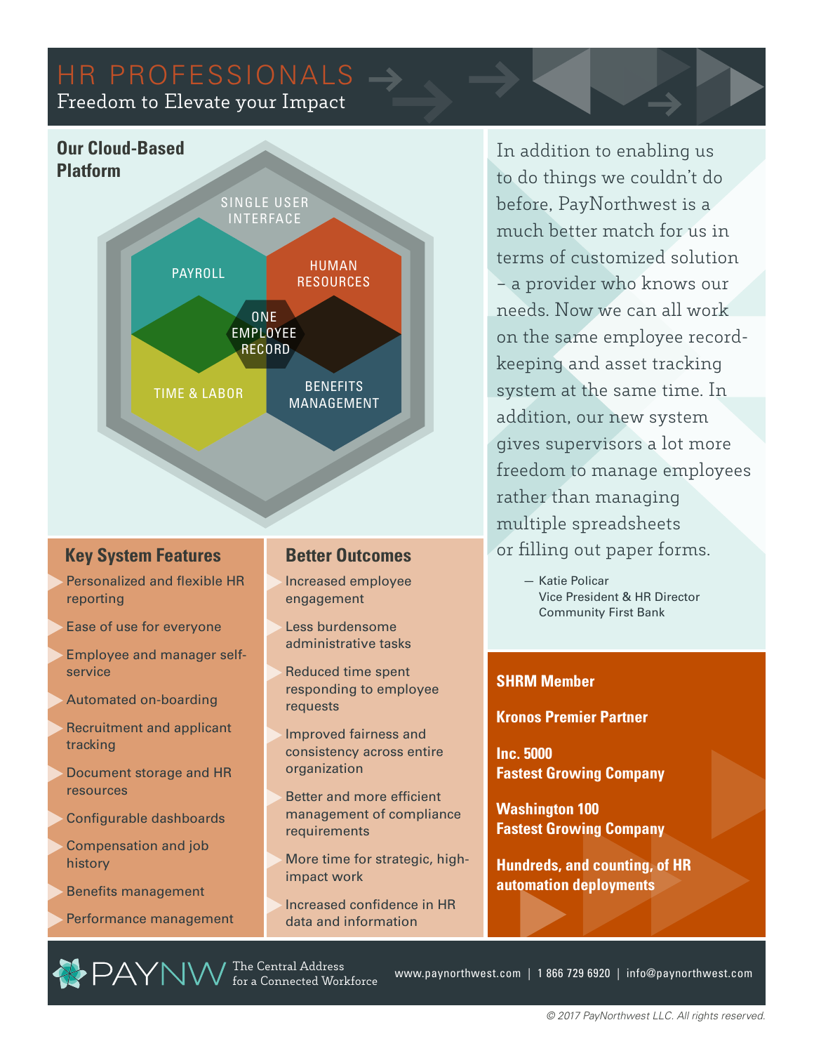# HR PROFESSIONALS

Freedom to Elevate your Impact

## Our Cloud-Based Platform

SINGLE USER INTERFACE

PAYROLL

HUMAN RESOURCES

ONE EMPLOYEE RECORD

TIME & LABOR

BENEFITS MANAGEMENT

In addition to enabling us to do things we couldn't do before, PayNorthwest is a much better match for us in terms of customized solution – a provider who knows our needs. Now we can all work on the same employee record-keeping and asset tracking system at the same time. In addition, our new system gives supervisors a lot more freedom to manage employees rather than managing multiple spreadsheets or filling out paper forms.

— Katie Policar
Vice President & HR Director
Community First Bank

## Key System Features

- Personalized and flexible HR reporting
- Ease of use for everyone
- Employee and manager self-service
- Automated on-boarding
- Recruitment and applicant tracking
- Document storage and HR resources
- Configurable dashboards
- Compensation and job history
- Benefits management
- Performance management

## Better Outcomes

- Increased employee engagement
- Less burdensome administrative tasks
- Reduced time spent responding to employee requests
- Improved fairness and consistency across entire organization
- Better and more efficient management of compliance requirements
- More time for strategic, high-impact work
- Increased confidence in HR data and information

**SHRM Member**

**Kronos Premier Partner**

**Inc. 5000**
**Fastest Growing Company**

**Washington 100**
**Fastest Growing Company**

**Hundreds, and counting, of HR automation deployments**

PAYNW The Central Address for a Connected Workforce

www.paynorthwest.com | 1 866 729 6920 | info@paynorthwest.com

*© 2017 PayNorthwest LLC. All rights reserved.*